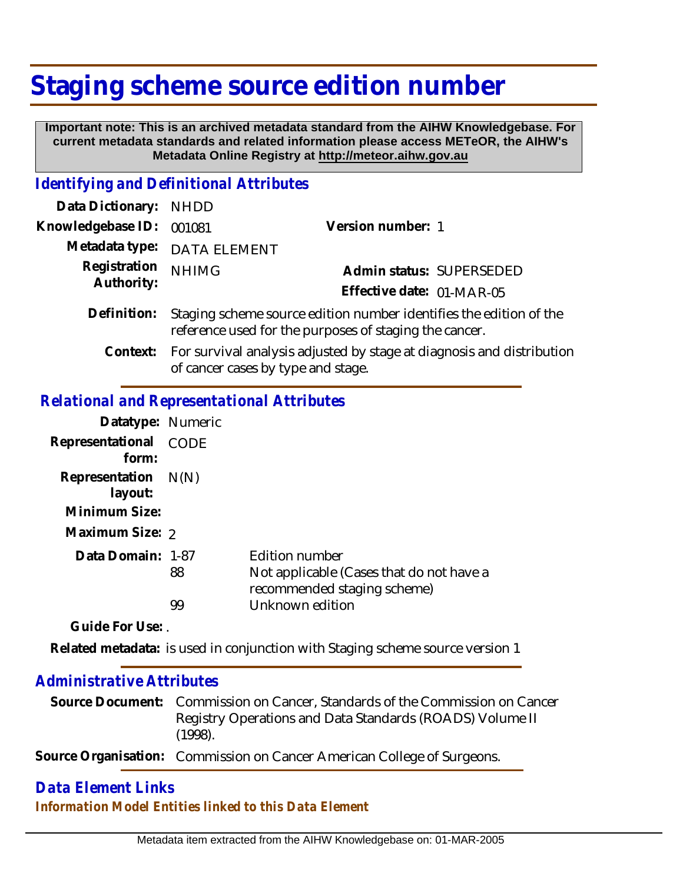# Staging scheme source edition number

**Important note: This is an archived metadata standard from the AIHW Knowledgebase. For current metadata standards and related information please access METeOR, the AIHW's Metadata Online Registry at http://meteor.aihw.gov.au**

## *Identifying and Definitional Attributes*

**Data Dictionary:** NHDD

**Knowledgebase ID:** 001081

**Version number:** 1

**Metadata type:** DATA ELEMENT

**Registration Authority:** NHIMG

**Admin status:** SUPERSEDED

**Effective date:** 01-MAR-05

**Definition:** Staging scheme source edition number identifies the edition of the reference used for the purposes of staging the cancer.

**Context:** For survival analysis adjusted by stage at diagnosis and distribution of cancer cases by type and stage.

## *Relational and Representational Attributes*

**Datatype:** Numeric

**Representational form:** CODE

**Representation layout:** N(N)

**Minimum Size:**

**Maximum Size:** 2

**Data Domain:**

| | |
|---|---|
| 1-87 | Edition number |
| 88 | Not applicable (Cases that do not have a recommended staging scheme) |
| 99 | Unknown edition |

**Guide For Use:** .

**Related metadata:** is used in conjunction with Staging scheme source version 1

## *Administrative Attributes*

**Source Document:** Commission on Cancer, Standards of the Commission on Cancer Registry Operations and Data Standards (ROADS) Volume II (1998).

**Source Organisation:** Commission on Cancer American College of Surgeons.

## *Data Element Links*

### *Information Model Entities linked to this Data Element*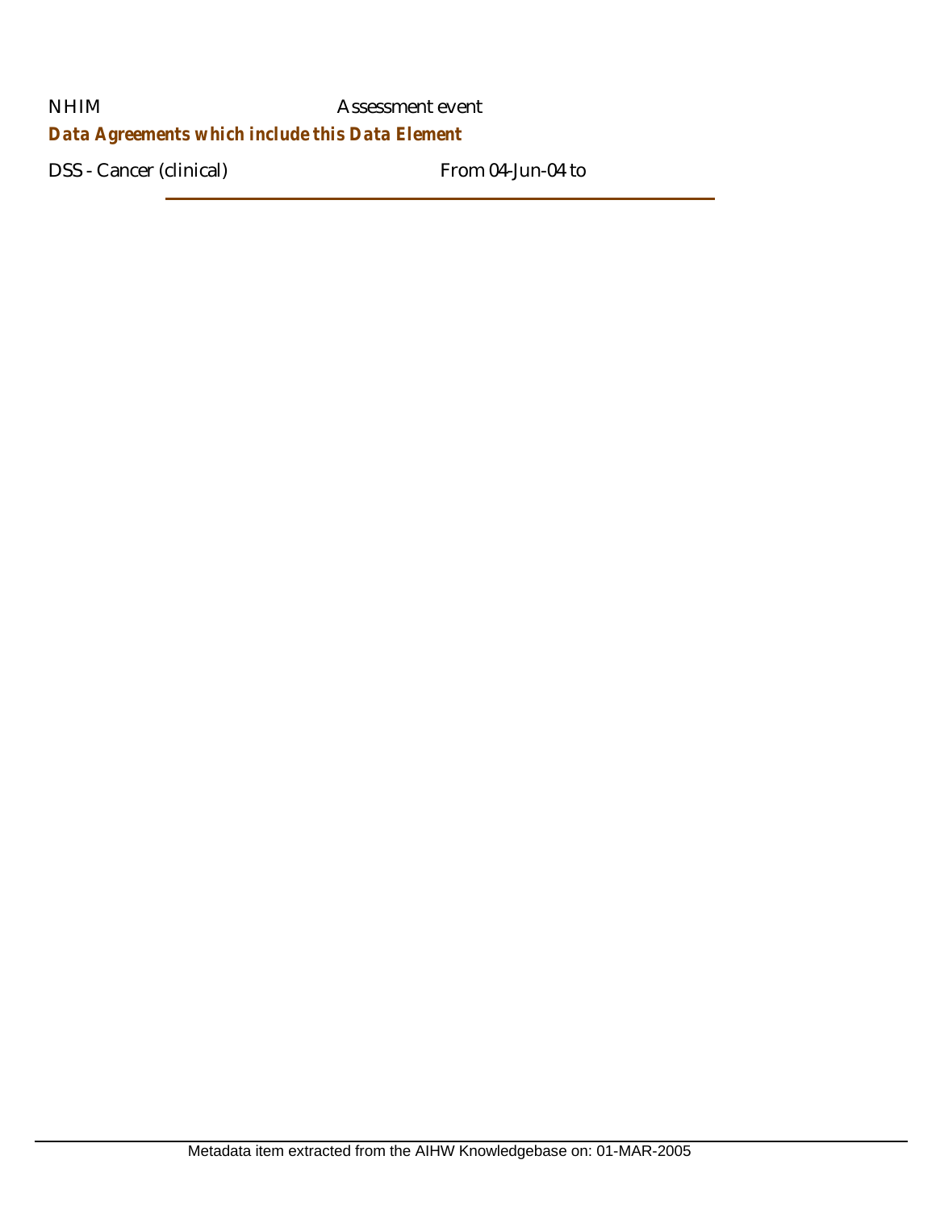NHIM Assessment event

### Data Agreements which include this Data Element

DSS - Cancer (clinical) From 04-Jun-04 to

Metadata item extracted from the AIHW Knowledgebase on: 01-MAR-2005